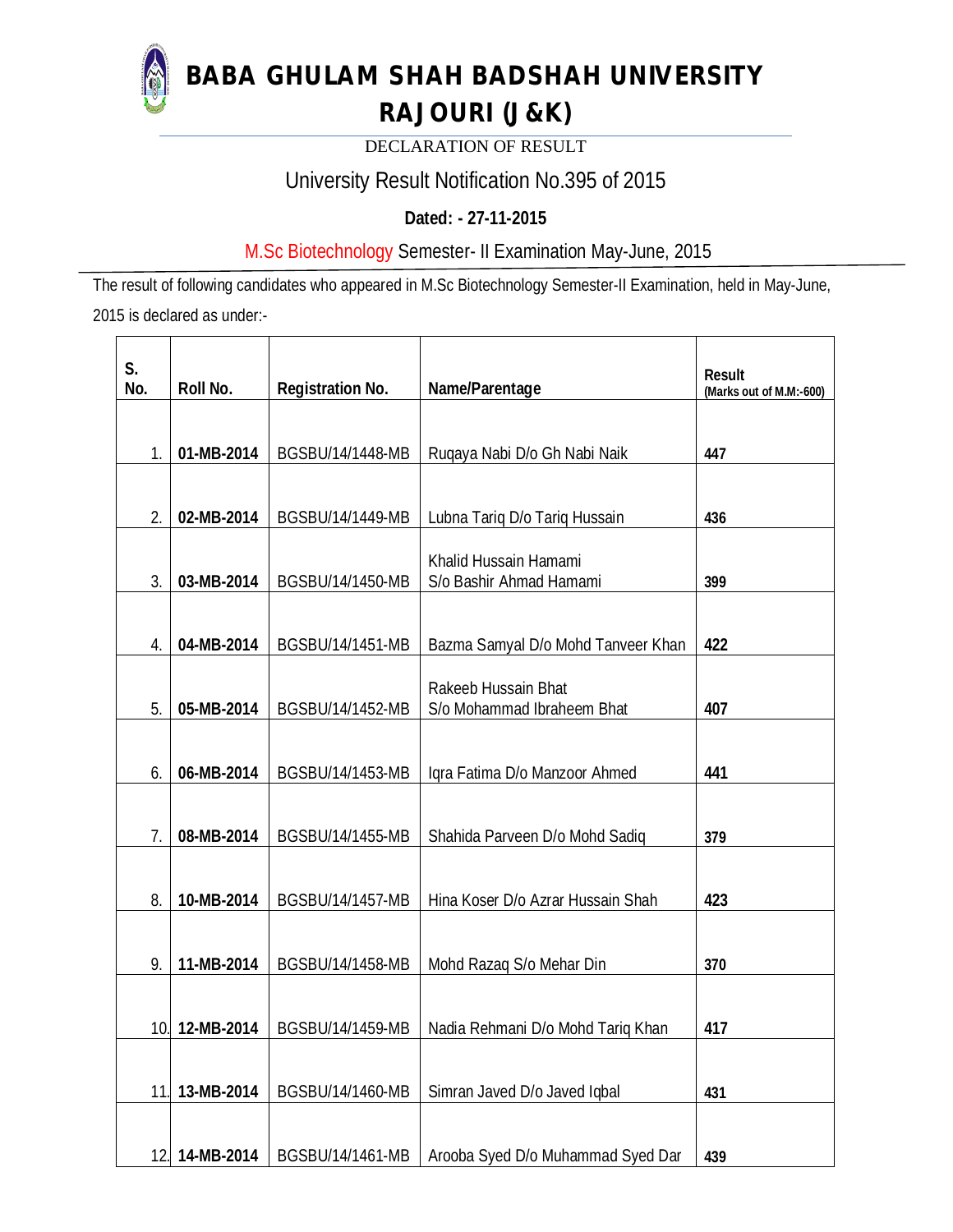# BABA GHULAM SHAH BADSHAH UNIVERSITY
# RAJOURI (J&K)

DECLARATION OF RESULT

## University Result Notification No.395 of 2015

**Dated: - 27-11-2015**

### M.Sc Biotechnology Semester- II Examination May-June, 2015

The result of following candidates who appeared in M.Sc Biotechnology Semester-II Examination, held in May-June, 2015 is declared as under:-

| S. No. | Roll No. | Registration No. | Name/Parentage | Result (Marks out of M.M:-600) |
|---|---|---|---|---|
| 1. | **01-MB-2014** | BGSBU/14/1448-MB | Ruqaya Nabi D/o Gh Nabi Naik | **447** |
| 2. | **02-MB-2014** | BGSBU/14/1449-MB | Lubna Tariq D/o Tariq Hussain | **436** |
| 3. | **03-MB-2014** | BGSBU/14/1450-MB | Khalid Hussain Hamami S/o Bashir Ahmad Hamami | **399** |
| 4. | **04-MB-2014** | BGSBU/14/1451-MB | Bazma Samyal D/o Mohd Tanveer Khan | **422** |
| 5. | **05-MB-2014** | BGSBU/14/1452-MB | Rakeeb Hussain Bhat S/o Mohammad Ibraheem Bhat | **407** |
| 6. | **06-MB-2014** | BGSBU/14/1453-MB | Iqra Fatima D/o Manzoor Ahmed | **441** |
| 7. | **08-MB-2014** | BGSBU/14/1455-MB | Shahida Parveen D/o Mohd Sadiq | **379** |
| 8. | **10-MB-2014** | BGSBU/14/1457-MB | Hina Koser D/o Azrar Hussain Shah | **423** |
| 9. | **11-MB-2014** | BGSBU/14/1458-MB | Mohd Razaq S/o Mehar Din | **370** |
| 10. | **12-MB-2014** | BGSBU/14/1459-MB | Nadia Rehmani D/o Mohd Tariq Khan | **417** |
| 11. | **13-MB-2014** | BGSBU/14/1460-MB | Simran Javed D/o Javed Iqbal | **431** |
| 12. | **14-MB-2014** | BGSBU/14/1461-MB | Arooba Syed D/o Muhammad Syed Dar | **439** |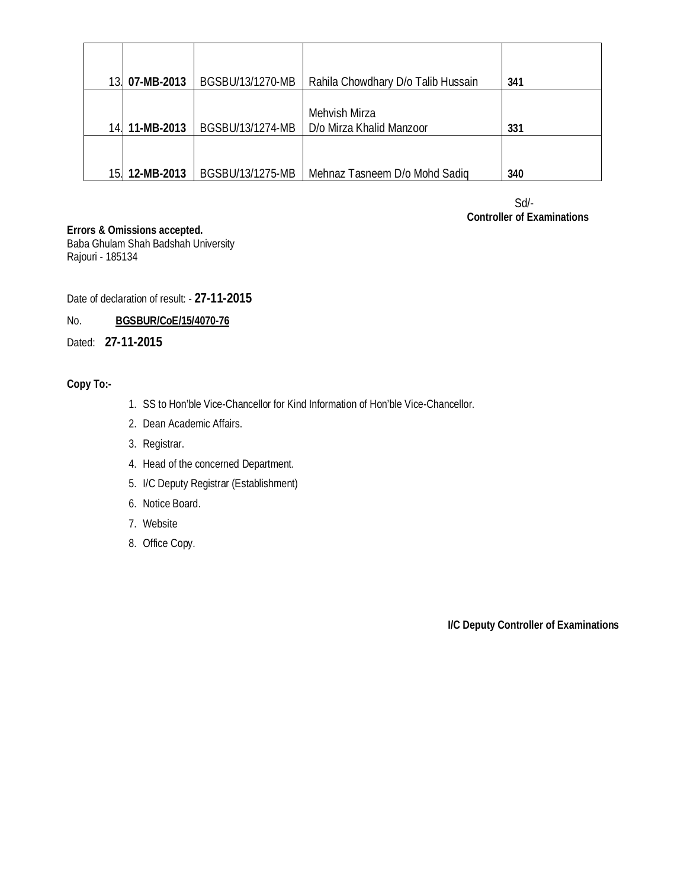| | | | | |
|---|---|---|---|---|
| 13. | **07-MB-2013** | BGSBU/13/1270-MB | Rahila Chowdhary D/o Talib Hussain | **341** |
| 14. | **11-MB-2013** | BGSBU/13/1274-MB | Mehvish Mirza D/o Mirza Khalid Manzoor | **331** |
| 15. | **12-MB-2013** | BGSBU/13/1275-MB | Mehnaz Tasneem D/o Mohd Sadiq | **340** |

Sd/-
**Controller of Examinations**

**Errors & Omissions accepted.**
Baba Ghulam Shah Badshah University
Rajouri - 185134

Date of declaration of result: - **27-11-2015**

No. **BGSBUR/CoE/15/4070-76**

Dated: **27-11-2015**

**Copy To:-**

1. SS to Hon'ble Vice-Chancellor for Kind Information of Hon'ble Vice-Chancellor.
2. Dean Academic Affairs.
3. Registrar.
4. Head of the concerned Department.
5. I/C Deputy Registrar (Establishment)
6. Notice Board.
7. Website
8. Office Copy.

**I/C Deputy Controller of Examinations**